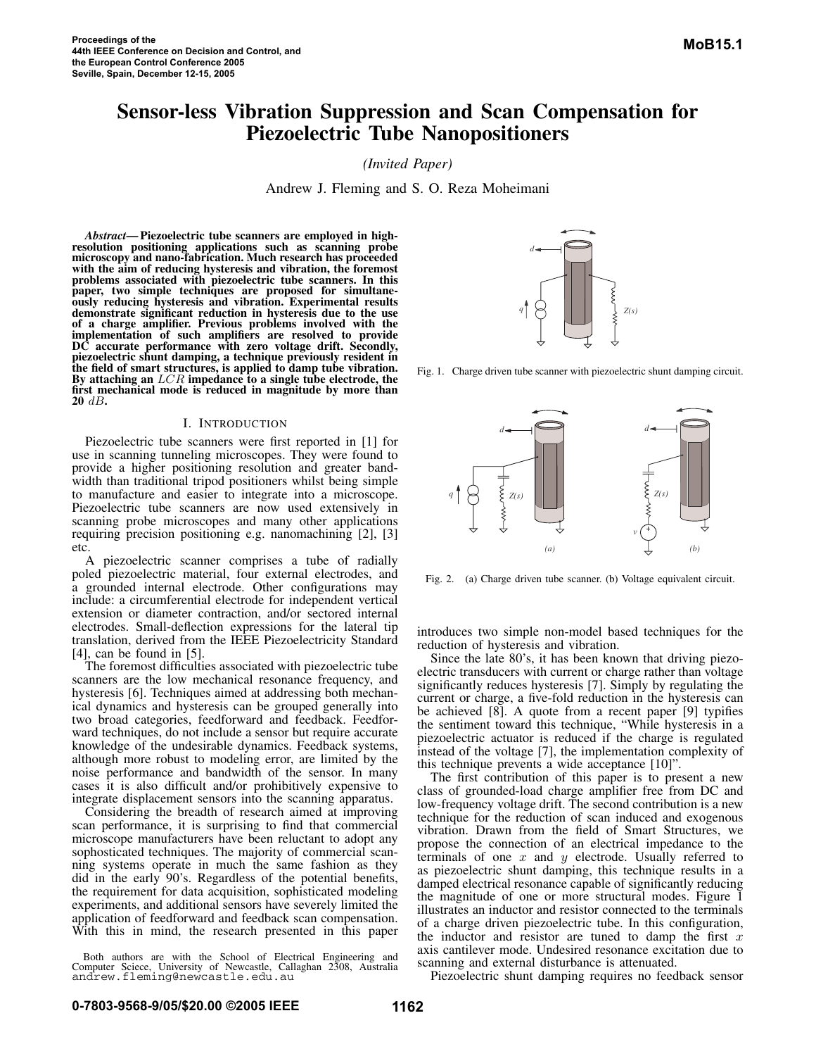# Sensor-less Vibration Suppression and Scan Compensation for Piezoelectric Tube Nanopositioners

*(Invited Paper)*

Andrew J. Fleming and S. O. Reza Moheimani

***Abstract*— Piezoelectric tube scanners are employed in high-resolution positioning applications such as scanning probe microscopy and nano-fabrication. Much research has proceeded with the aim of reducing hysteresis and vibration, the foremost problems associated with piezoelectric tube scanners. In this paper, two simple techniques are proposed for simultaneously reducing hysteresis and vibration. Experimental results demonstrate significant reduction in hysteresis due to the use of a charge amplifier. Previous problems involved with the implementation of such amplifiers are resolved to provide DC accurate performance with zero voltage drift. Secondly, piezoelectric shunt damping, a technique previously resident in the field of smart structures, is applied to damp tube vibration. By attaching an $LCR$ impedance to a single tube electrode, the first mechanical mode is reduced in magnitude by more than 20 $dB$.**

## I. Introduction

Piezoelectric tube scanners were first reported in [1] for use in scanning tunneling microscopes. They were found to provide a higher positioning resolution and greater bandwidth than traditional tripod positioners whilst being simple to manufacture and easier to integrate into a microscope. Piezoelectric tube scanners are now used extensively in scanning probe microscopes and many other applications requiring precision positioning e.g. nanomachining [2], [3] etc.

A piezoelectric scanner comprises a tube of radially poled piezoelectric material, four external electrodes, and a grounded internal electrode. Other configurations may include: a circumferential electrode for independent vertical extension or diameter contraction, and/or sectored internal electrodes. Small-deflection expressions for the lateral tip translation, derived from the IEEE Piezoelectricity Standard [4], can be found in [5].

The foremost difficulties associated with piezoelectric tube scanners are the low mechanical resonance frequency, and hysteresis [6]. Techniques aimed at addressing both mechanical dynamics and hysteresis can be grouped generally into two broad categories, feedforward and feedback. Feedforward techniques, do not include a sensor but require accurate knowledge of the undesirable dynamics. Feedback systems, although more robust to modeling error, are limited by the noise performance and bandwidth of the sensor. In many cases it is also difficult and/or prohibitively expensive to integrate displacement sensors into the scanning apparatus.

Considering the breadth of research aimed at improving scan performance, it is surprising to find that commercial microscope manufacturers have been reluctant to adopt any sophisticated techniques. The majority of commercial scanning systems operate in much the same fashion as they did in the early 90's. Regardless of the potential benefits, the requirement for data acquisition, sophisticated modeling experiments, and additional sensors have severely limited the application of feedforward and feedback scan compensation. With this in mind, the research presented in this paper introduces two simple non-model based techniques for the reduction of hysteresis and vibration.

Since the late 80's, it has been known that driving piezoelectric transducers with current or charge rather than voltage significantly reduces hysteresis [7]. Simply by regulating the current or charge, a five-fold reduction in the hysteresis can be achieved [8]. A quote from a recent paper [9] typifies the sentiment toward this technique, "While hysteresis in a piezoelectric actuator is reduced if the charge is regulated instead of the voltage [7], the implementation complexity of this technique prevents a wide acceptance [10]".

The first contribution of this paper is to present a new class of grounded-load charge amplifier free from DC and low-frequency voltage drift. The second contribution is a new technique for the reduction of scan induced and exogenous vibration. Drawn from the field of Smart Structures, we propose the connection of an electrical impedance to the terminals of one $x$ and $y$ electrode. Usually referred to as piezoelectric shunt damping, this technique results in a damped electrical resonance capable of significantly reducing the magnitude of one or more structural modes. Figure 1 illustrates an inductor and resistor connected to the terminals of a charge driven piezoelectric tube. In this configuration, the inductor and resistor are tuned to damp the first $x$ axis cantilever mode. Undesired resonance excitation due to scanning and external disturbance is attenuated.

Piezoelectric shunt damping requires no feedback sensor

d
q
Z(s)

Fig. 1. Charge driven tube scanner with piezoelectric shunt damping circuit.

d
q
Z(s)
(a)
d
Z(s)
v
(b)

Fig. 2. (a) Charge driven tube scanner. (b) Voltage equivalent circuit.

Both authors are with the School of Electrical Engineering and Computer Sciece, University of Newcastle, Callaghan 2308, Australia andrew.fleming@newcastle.edu.au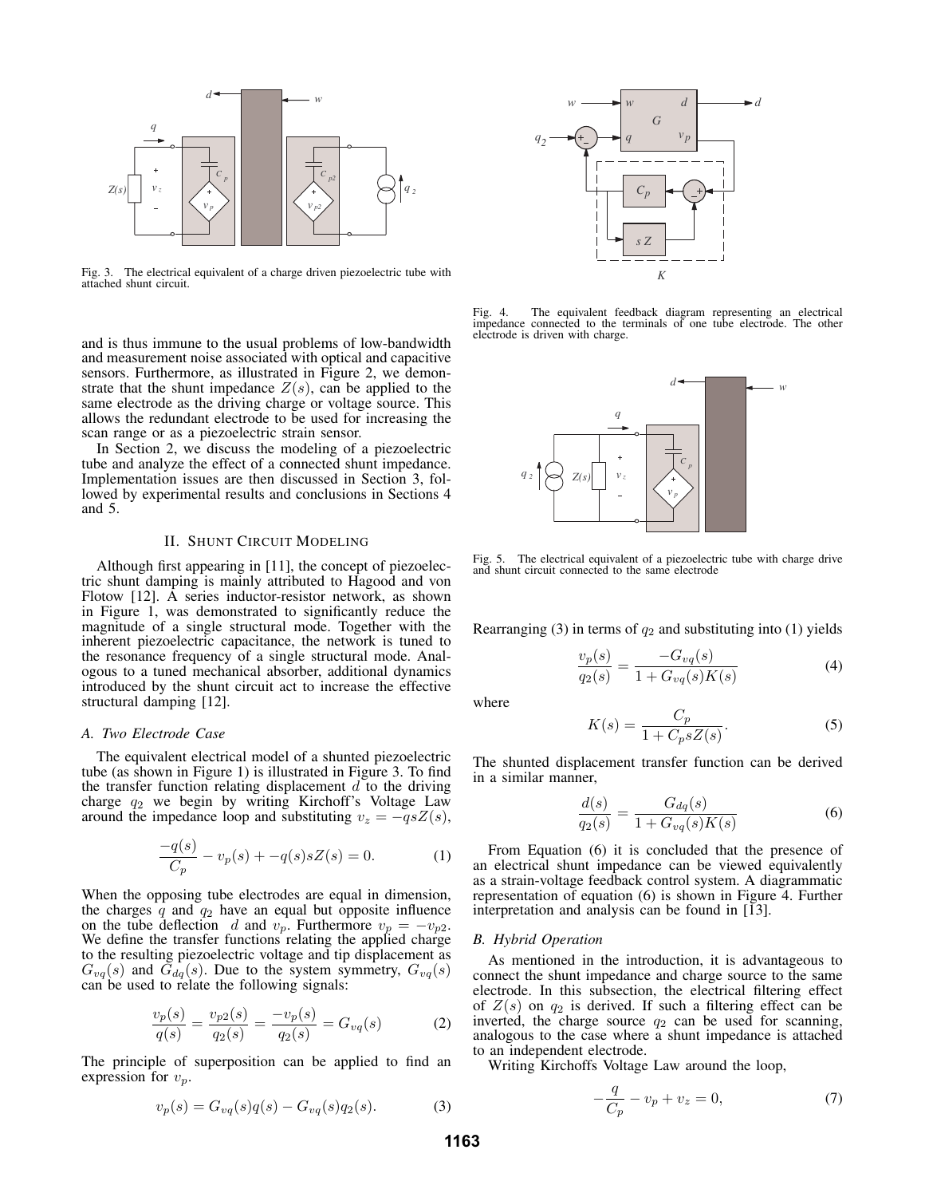Fig. 3. The electrical equivalent of a charge driven piezoelectric tube with attached shunt circuit.

and is thus immune to the usual problems of low-bandwidth and measurement noise associated with optical and capacitive sensors. Furthermore, as illustrated in Figure 2, we demonstrate that the shunt impedance $Z(s)$, can be applied to the same electrode as the driving charge or voltage source. This allows the redundant electrode to be used for increasing the scan range or as a piezoelectric strain sensor.

In Section 2, we discuss the modeling of a piezoelectric tube and analyze the effect of a connected shunt impedance. Implementation issues are then discussed in Section 3, followed by experimental results and conclusions in Sections 4 and 5.

## II. Shunt Circuit Modeling

Although first appearing in [11], the concept of piezoelectric shunt damping is mainly attributed to Hagood and von Flotow [12]. A series inductor-resistor network, as shown in Figure 1, was demonstrated to significantly reduce the magnitude of a single structural mode. Together with the inherent piezoelectric capacitance, the network is tuned to the resonance frequency of a single structural mode. Analogous to a tuned mechanical absorber, additional dynamics introduced by the shunt circuit act to increase the effective structural damping [12].

### A. Two Electrode Case

The equivalent electrical model of a shunted piezoelectric tube (as shown in Figure 1) is illustrated in Figure 3. To find the transfer function relating displacement $d$ to the driving charge $q_2$ we begin by writing Kirchoff's Voltage Law around the impedance loop and substituting $v_z = -qsZ(s)$,

$$\frac{-q(s)}{C_p} - v_p(s) + -q(s)sZ(s) = 0. \tag{1}$$

When the opposing tube electrodes are equal in dimension, the charges $q$ and $q_2$ have an equal but opposite influence on the tube deflection $d$ and $v_p$. Furthermore $v_p = -v_{p2}$. We define the transfer functions relating the applied charge to the resulting piezoelectric voltage and tip displacement as $G_{vq}(s)$ and $G_{dq}(s)$. Due to the system symmetry, $G_{vq}(s)$ can be used to relate the following signals:

$$\frac{v_p(s)}{q(s)} = \frac{v_{p2}(s)}{q_2(s)} = \frac{-v_p(s)}{q_2(s)} = G_{vq}(s) \tag{2}$$

The principle of superposition can be applied to find an expression for $v_p$.

$$v_p(s) = G_{vq}(s)q(s) - G_{vq}(s)q_2(s). \tag{3}$$

Fig. 4. The equivalent feedback diagram representing an electrical impedance connected to the terminals of one tube electrode. The other electrode is driven with charge.

Fig. 5. The electrical equivalent of a piezoelectric tube with charge drive and shunt circuit connected to the same electrode

Rearranging (3) in terms of $q_2$ and substituting into (1) yields

$$\frac{v_p(s)}{q_2(s)} = \frac{-G_{vq}(s)}{1 + G_{vq}(s)K(s)} \tag{4}$$

where

$$K(s) = \frac{C_p}{1 + C_p sZ(s)}. \tag{5}$$

The shunted displacement transfer function can be derived in a similar manner,

$$\frac{d(s)}{q_2(s)} = \frac{G_{dq}(s)}{1 + G_{vq}(s)K(s)} \tag{6}$$

From Equation (6) it is concluded that the presence of an electrical shunt impedance can be viewed equivalently as a strain-voltage feedback control system. A diagrammatic representation of equation (6) is shown in Figure 4. Further interpretation and analysis can be found in [13].

### B. Hybrid Operation

As mentioned in the introduction, it is advantageous to connect the shunt impedance and charge source to the same electrode. In this subsection, the electrical filtering effect of $Z(s)$ on $q_2$ is derived. If such a filtering effect can be inverted, the charge source $q_2$ can be used for scanning, analogous to the case where a shunt impedance is attached to an independent electrode.

Writing Kirchoffs Voltage Law around the loop,

$$-\frac{q}{C_p} - v_p + v_z = 0, \tag{7}$$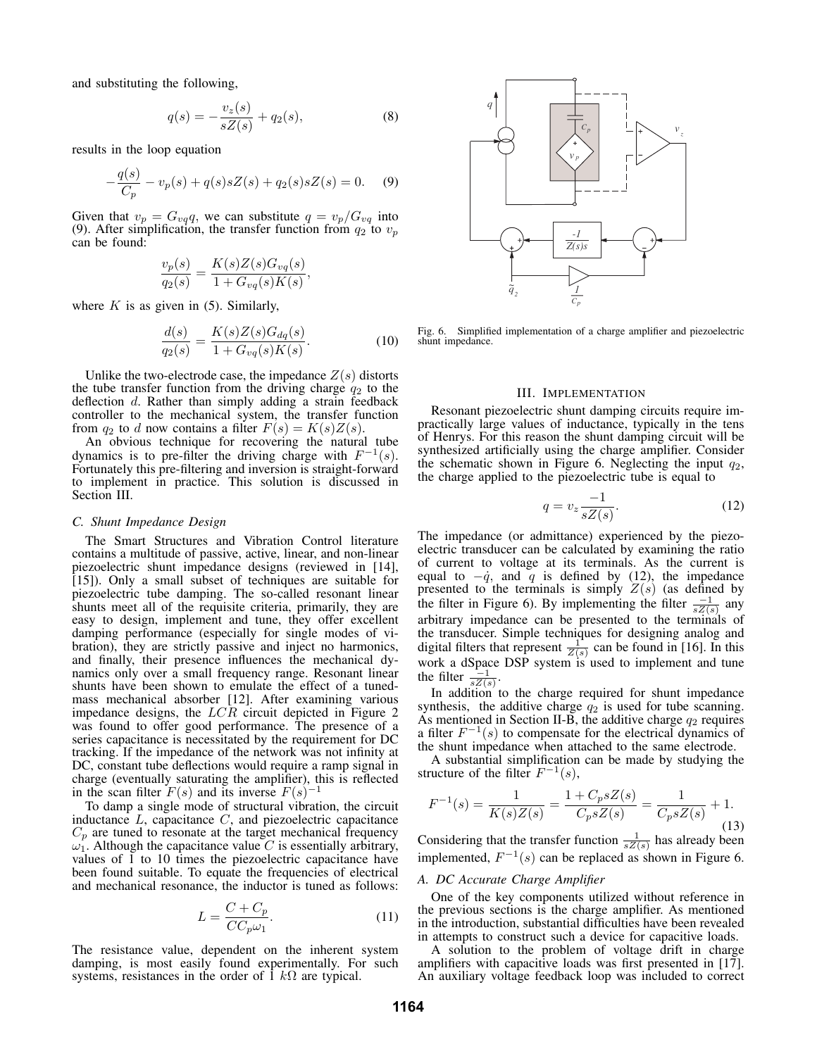and substituting the following,

$$q(s) = -\frac{v_z(s)}{sZ(s)} + q_2(s), \tag{8}$$

results in the loop equation

$$-\frac{q(s)}{C_p} - v_p(s) + q(s)sZ(s) + q_2(s)sZ(s) = 0. \tag{9}$$

Given that $v_p = G_{vq}q$, we can substitute $q = v_p/G_{vq}$ into (9). After simplification, the transfer function from $q_2$ to $v_p$ can be found:

$$\frac{v_p(s)}{q_2(s)} = \frac{K(s)Z(s)G_{vq}(s)}{1 + G_{vq}(s)K(s)},$$

where $K$ is as given in (5). Similarly,

$$\frac{d(s)}{q_2(s)} = \frac{K(s)Z(s)G_{dq}(s)}{1 + G_{vq}(s)K(s)}. \tag{10}$$

Unlike the two-electrode case, the impedance $Z(s)$ distorts the tube transfer function from the driving charge $q_2$ to the deflection $d$. Rather than simply adding a strain feedback controller to the mechanical system, the transfer function from $q_2$ to $d$ now contains a filter $F(s) = K(s)Z(s)$.

An obvious technique for recovering the natural tube dynamics is to pre-filter the driving charge with $F^{-1}(s)$. Fortunately this pre-filtering and inversion is straight-forward to implement in practice. This solution is discussed in Section III.

### C. Shunt Impedance Design

The Smart Structures and Vibration Control literature contains a multitude of passive, active, linear, and non-linear piezoelectric shunt impedance designs (reviewed in [14], [15]). Only a small subset of techniques are suitable for piezoelectric tube damping. The so-called resonant linear shunts meet all of the requisite criteria, primarily, they are easy to design, implement and tune, they offer excellent damping performance (especially for single modes of vibration), they are strictly passive and inject no harmonics, and finally, their presence influences the mechanical dynamics only over a small frequency range. Resonant linear shunts have been shown to emulate the effect of a tuned-mass mechanical absorber [12]. After examining various impedance designs, the $LCR$ circuit depicted in Figure 2 was found to offer good performance. The presence of a series capacitance is necessitated by the requirement for DC tracking. If the impedance of the network was not infinity at DC, constant tube deflections would require a ramp signal in charge (eventually saturating the amplifier), this is reflected in the scan filter $F(s)$ and its inverse $F(s)^{-1}$

To damp a single mode of structural vibration, the circuit inductance $L$, capacitance $C$, and piezoelectric capacitance $C_p$ are tuned to resonate at the target mechanical frequency $\omega_1$. Although the capacitance value $C$ is essentially arbitrary, values of 1 to 10 times the piezoelectric capacitance have been found suitable. To equate the frequencies of electrical and mechanical resonance, the inductor is tuned as follows:

$$L = \frac{C + C_p}{CC_p\omega_1}. \tag{11}$$

The resistance value, dependent on the inherent system damping, is most easily found experimentally. For such systems, resistances in the order of 1 $k\Omega$ are typical.

Fig. 6. Simplified implementation of a charge amplifier and piezoelectric shunt impedance.

## III. Implementation

Resonant piezoelectric shunt damping circuits require impractically large values of inductance, typically in the tens of Henrys. For this reason the shunt damping circuit will be synthesized artificially using the charge amplifier. Consider the schematic shown in Figure 6. Neglecting the input $q_2$, the charge applied to the piezoelectric tube is equal to

$$q = v_z \frac{-1}{sZ(s)}. \tag{12}$$

The impedance (or admittance) experienced by the piezoelectric transducer can be calculated by examining the ratio of current to voltage at its terminals. As the current is equal to $-\dot{q}$, and $q$ is defined by (12), the impedance presented to the terminals is simply $Z(s)$ (as defined by the filter in Figure 6). By implementing the filter $\frac{-1}{sZ(s)}$ any arbitrary impedance can be presented to the terminals of the transducer. Simple techniques for designing analog and digital filters that represent $\frac{1}{Z(s)}$ can be found in [16]. In this work a dSpace DSP system is used to implement and tune the filter $\frac{-1}{sZ(s)}$.

In addition to the charge required for shunt impedance synthesis, the additive charge $q_2$ is used for tube scanning. As mentioned in Section II-B, the additive charge $q_2$ requires a filter $F^{-1}(s)$ to compensate for the electrical dynamics of the shunt impedance when attached to the same electrode.

A substantial simplification can be made by studying the structure of the filter $F^{-1}(s)$,

$$F^{-1}(s) = \frac{1}{K(s)Z(s)} = \frac{1 + C_p sZ(s)}{C_p sZ(s)} = \frac{1}{C_p sZ(s)} + 1. \tag{13}$$

Considering that the transfer function $\frac{1}{sZ(s)}$ has already been implemented, $F^{-1}(s)$ can be replaced as shown in Figure 6.

### A. DC Accurate Charge Amplifier

One of the key components utilized without reference in the previous sections is the charge amplifier. As mentioned in the introduction, substantial difficulties have been revealed in attempts to construct such a device for capacitive loads.

A solution to the problem of voltage drift in charge amplifiers with capacitive loads was first presented in [17]. An auxiliary voltage feedback loop was included to correct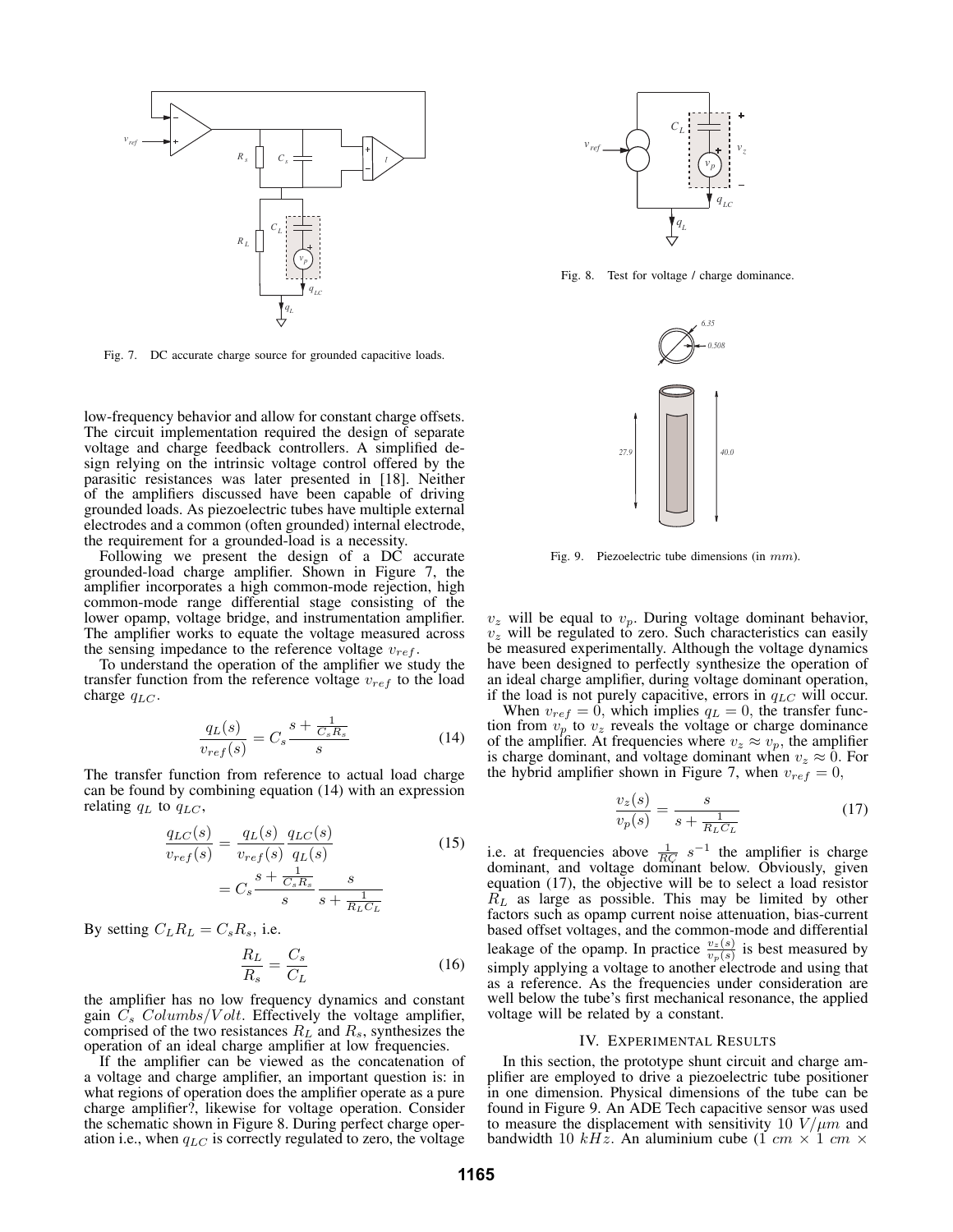Fig. 7. DC accurate charge source for grounded capacitive loads.

low-frequency behavior and allow for constant charge offsets. The circuit implementation required the design of separate voltage and charge feedback controllers. A simplified design relying on the intrinsic voltage control offered by the parasitic resistances was later presented in [18]. Neither of the amplifiers discussed have been capable of driving grounded loads. As piezoelectric tubes have multiple external electrodes and a common (often grounded) internal electrode, the requirement for a grounded-load is a necessity.

Following we present the design of a DC accurate grounded-load charge amplifier. Shown in Figure 7, the amplifier incorporates a high common-mode rejection, high common-mode range differential stage consisting of the lower opamp, voltage bridge, and instrumentation amplifier. The amplifier works to equate the voltage measured across the sensing impedance to the reference voltage $v_{ref}$.

To understand the operation of the amplifier we study the transfer function from the reference voltage $v_{ref}$ to the load charge $q_{LC}$.

$$\frac{q_L(s)}{v_{ref}(s)} = C_s \frac{s + \frac{1}{C_s R_s}}{s} \tag{14}$$

The transfer function from reference to actual load charge can be found by combining equation (14) with an expression relating $q_L$ to $q_{LC}$,

$$\begin{aligned} \frac{q_{LC}(s)}{v_{ref}(s)} &= \frac{q_L(s)}{v_{ref}(s)} \frac{q_{LC}(s)}{q_L(s)} \\ &= C_s \frac{s + \frac{1}{C_s R_s}}{s} \frac{s}{s + \frac{1}{R_L C_L}} \end{aligned} \tag{15}$$

By setting $C_L R_L = C_s R_s$, i.e.

$$\frac{R_L}{R_s} = \frac{C_s}{C_L} \tag{16}$$

the amplifier has no low frequency dynamics and constant gain $C_s$ $Columbs/Volt$. Effectively the voltage amplifier, comprised of the two resistances $R_L$ and $R_s$, synthesizes the operation of an ideal charge amplifier at low frequencies.

If the amplifier can be viewed as the concatenation of a voltage and charge amplifier, an important question is: in what regions of operation does the amplifier operate as a pure charge amplifier?, likewise for voltage operation. Consider the schematic shown in Figure 8. During perfect charge operation i.e., when $q_{LC}$ is correctly regulated to zero, the voltage $v_z$ will be equal to $v_p$. During voltage dominant behavior, $v_z$ will be regulated to zero. Such characteristics can easily be measured experimentally. Although the voltage dynamics have been designed to perfectly synthesize the operation of an ideal charge amplifier, during voltage dominant operation, if the load is not purely capacitive, errors in $q_{LC}$ will occur.

Fig. 8. Test for voltage / charge dominance.

Fig. 9. Piezoelectric tube dimensions (in $mm$).

When $v_{ref} = 0$, which implies $q_L = 0$, the transfer function from $v_p$ to $v_z$ reveals the voltage or charge dominance of the amplifier. At frequencies where $v_z \approx v_p$, the amplifier is charge dominant, and voltage dominant when $v_z \approx 0$. For the hybrid amplifier shown in Figure 7, when $v_{ref} = 0$,

$$\frac{v_z(s)}{v_p(s)} = \frac{s}{s + \frac{1}{R_L C_L}} \tag{17}$$

i.e. at frequencies above $\frac{1}{RC}$ $s^{-1}$ the amplifier is charge dominant, and voltage dominant below. Obviously, given equation (17), the objective will be to select a load resistor $R_L$ as large as possible. This may be limited by other factors such as opamp current noise attenuation, bias-current based offset voltages, and the common-mode and differential leakage of the opamp. In practice $\frac{v_z(s)}{v_p(s)}$ is best measured by simply applying a voltage to another electrode and using that as a reference. As the frequencies under consideration are well below the tube's first mechanical resonance, the applied voltage will be related by a constant.

## IV. Experimental Results

In this section, the prototype shunt circuit and charge amplifier are employed to drive a piezoelectric tube positioner in one dimension. Physical dimensions of the tube can be found in Figure 9. An ADE Tech capacitive sensor was used to measure the displacement with sensitivity 10 $V/\mu m$ and bandwidth 10 $kHz$. An aluminium cube (1 $cm$ × 1 $cm$ ×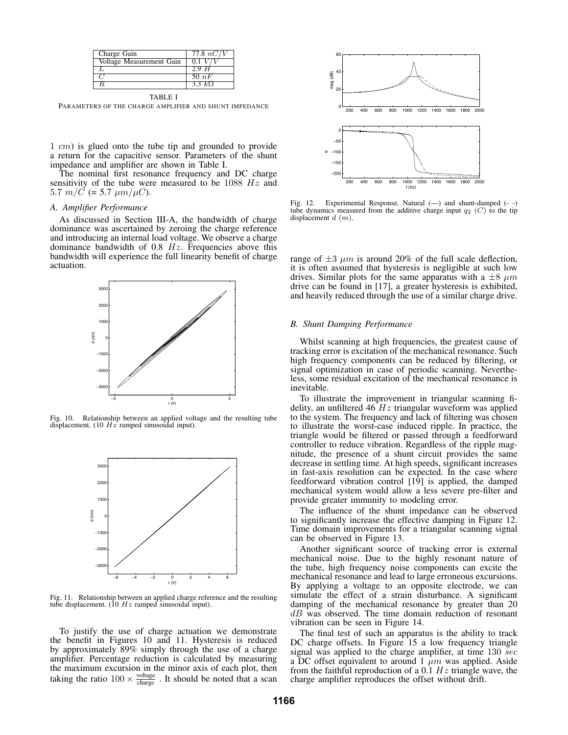| Charge Gain | 77.8 $nC/V$ |
|---|---|
| Voltage Measurement Gain | 0.1 $V/V$ |
| $L$ | 2.9 $H$ |
| $C$ | 50 $nF$ |
| $R$ | 3.3 $k\Omega$ |

TABLE I

PARAMETERS OF THE CHARGE AMPLIFIER AND SHUNT IMPEDANCE

1 $cm$) is glued onto the tube tip and grounded to provide a return for the capacitive sensor. Parameters of the shunt impedance and amplifier are shown in Table I.

The nominal first resonance frequency and DC charge sensitivity of the tube were measured to be 1088 $Hz$ and 5.7 $m/C$ (= 5.7 $\mu m/\mu C$).

### A. Amplifier Performance

As discussed in Section III-A, the bandwidth of charge dominance was ascertained by zeroing the charge reference and introducing an internal load voltage. We observe a charge dominance bandwidth of 0.8 $Hz$. Frequencies above this bandwidth will experience the full linearity benefit of charge actuation.

Fig. 10. Relationship between an applied voltage and the resulting tube displacement. (10 $Hz$ ramped sinusoidal input).

Fig. 11. Relationship between an applied charge reference and the resulting tube displacement. (10 $Hz$ ramped sinusoidal input).

To justify the use of charge actuation we demonstrate the benefit in Figures 10 and 11. Hysteresis is reduced by approximately 89% simply through the use of a charge amplifier. Percentage reduction is calculated by measuring the maximum excursion in the minor axis of each plot, then taking the ratio $100 \times \frac{\text{voltage}}{\text{charge}}$ . It should be noted that a scan range of $\pm 3$ $\mu m$ is around 20% of the full scale deflection, it is often assumed that hysteresis is negligible at such low drives. Similar plots for the same apparatus with a $\pm 8$ $\mu m$ drive can be found in [17], a greater hysteresis is exhibited, and heavily reduced through the use of a similar charge drive.

Fig. 12. Experimental Response. Natural (—) and shunt-damped (- -) tube dynamics measured from the additive charge input $q_2$ ($C$) to the tip displacement $d$ ($m$).

### B. Shunt Damping Performance

Whilst scanning at high frequencies, the greatest cause of tracking error is excitation of the mechanical resonance. Such high frequency components can be reduced by filtering, or signal optimization in case of periodic scanning. Nevertheless, some residual excitation of the mechanical resonance is inevitable.

To illustrate the improvement in triangular scanning fidelity, an unfiltered 46 $Hz$ triangular waveform was applied to the system. The frequency and lack of filtering was chosen to illustrate the worst-case induced ripple. In practice, the triangle would be filtered or passed through a feedforward controller to reduce vibration. Regardless of the ripple magnitude, the presence of a shunt circuit provides the same decrease in settling time. At high speeds, significant increases in fast-axis resolution can be expected. In the case where feedforward vibration control [19] is applied, the damped mechanical system would allow a less severe pre-filter and provide greater immunity to modeling error.

The influence of the shunt impedance can be observed to significantly increase the effective damping in Figure 12. Time domain improvements for a triangular scanning signal can be observed in Figure 13.

Another significant source of tracking error is external mechanical noise. Due to the highly resonant nature of the tube, high frequency noise components can excite the mechanical resonance and lead to large erroneous excursions. By applying a voltage to an opposite electrode, we can simulate the effect of a strain disturbance. A significant damping of the mechanical resonance by greater than 20 $dB$ was observed. The time domain reduction of resonant vibration can be seen in Figure 14.

The final test of such an apparatus is the ability to track DC charge offsets. In Figure 15 a low frequency triangle signal was applied to the charge amplifier, at time 130 $sec$ a DC offset equivalent to around 1 $\mu m$ was applied. Aside from the faithful reproduction of a 0.1 $Hz$ triangle wave, the charge amplifier reproduces the offset without drift.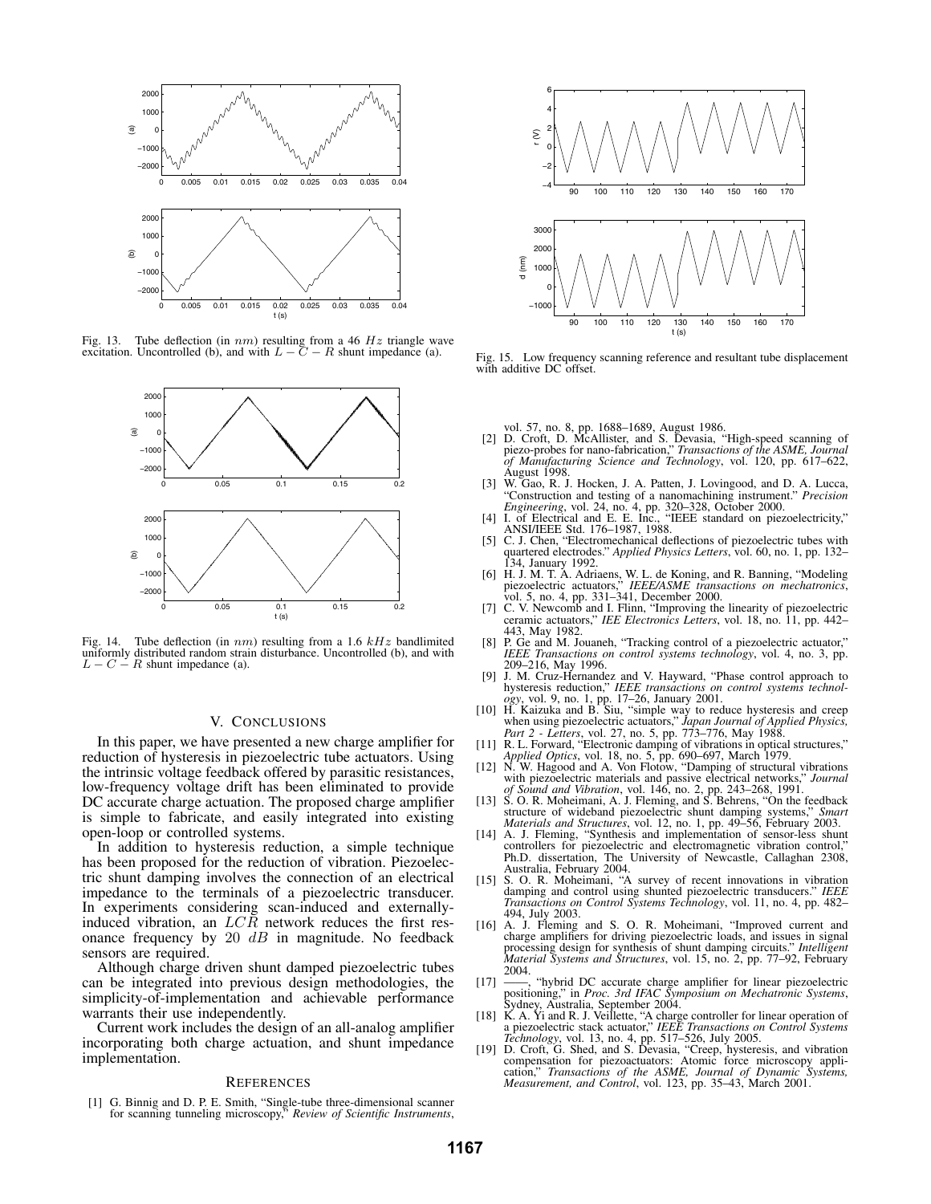(a)

2000
1000
0
−1000
−2000

0 0.005 0.01 0.015 0.02 0.025 0.03 0.035 0.04

(b)

2000
1000
0
−1000
−2000

0 0.005 0.01 0.015 0.02 0.025 0.03 0.035 0.04
t (s)

Fig. 13. Tube deflection (in $nm$) resulting from a 46 $Hz$ triangle wave excitation. Uncontrolled (b), and with $L-C-R$ shunt impedance (a).

(a)

2000
1000
0
−1000
−2000

0 0.05 0.1 0.15 0.2

(b)

2000
1000
0
−1000
−2000

0 0.05 0.1 0.15 0.2
t (s)

Fig. 14. Tube deflection (in $nm$) resulting from a 1.6 $kHz$ bandlimited uniformly distributed random strain disturbance. Uncontrolled (b), and with $L-C-R$ shunt impedance (a).

r (V)

6
4
2
0
−2
−4

90 100 110 120 130 140 150 160 170

d (nm)

3000
2000
1000
0
−1000

90 100 110 120 130 140 150 160 170
t (s)

Fig. 15. Low frequency scanning reference and resultant tube displacement with additive DC offset.

## V. Conclusions

In this paper, we have presented a new charge amplifier for reduction of hysteresis in piezoelectric tube actuators. Using the intrinsic voltage feedback offered by parasitic resistances, low-frequency voltage drift has been eliminated to provide DC accurate charge actuation. The proposed charge amplifier is simple to fabricate, and easily integrated into existing open-loop or controlled systems.

In addition to hysteresis reduction, a simple technique has been proposed for the reduction of vibration. Piezoelectric shunt damping involves the connection of an electrical impedance to the terminals of a piezoelectric transducer. In experiments considering scan-induced and externally-induced vibration, an $LCR$ network reduces the first resonance frequency by 20 $dB$ in magnitude. No feedback sensors are required.

Although charge driven shunt damped piezoelectric tubes can be integrated into previous design methodologies, the simplicity-of-implementation and achievable performance warrants their use independently.

Current work includes the design of an all-analog amplifier incorporating both charge actuation, and shunt impedance implementation.

## References

[1] G. Binnig and D. P. E. Smith, "Single-tube three-dimensional scanner for scanning tunneling microscopy," *Review of Scientific Instruments*, vol. 57, no. 8, pp. 1688–1689, August 1986.

[2] D. Croft, D. McAllister, and S. Devasia, "High-speed scanning of piezo-probes for nano-fabrication," *Transactions of the ASME, Journal of Manufacturing Science and Technology*, vol. 120, pp. 617–622, August 1998.

[3] W. Gao, R. J. Hocken, J. A. Patten, J. Lovingood, and D. A. Lucca, "Construction and testing of a nanomachining instrument." *Precision Engineering*, vol. 24, no. 4, pp. 320–328, October 2000.

[4] I. of Electrical and E. E. Inc., "IEEE standard on piezoelectricity," ANSI/IEEE Std. 176–1987, 1988.

[5] C. J. Chen, "Electromechanical deflections of piezoelectric tubes with quartered electrodes." *Applied Physics Letters*, vol. 60, no. 1, pp. 132–134, January 1992.

[6] H. J. M. T. A. Adriaens, W. L. de Koning, and R. Banning, "Modeling piezoelectric actuators," *IEEE/ASME transactions on mechatronics*, vol. 5, no. 4, pp. 331–341, December 2000.

[7] C. V. Newcomb and I. Flinn, "Improving the linearity of piezoelectric ceramic actuators," *IEE Electronics Letters*, vol. 18, no. 11, pp. 442–443, May 1982.

[8] P. Ge and M. Jouaneh, "Tracking control of a piezoelectric actuator," *IEEE Transactions on control systems technology*, vol. 4, no. 3, pp. 209–216, May 1996.

[9] J. M. Cruz-Hernandez and V. Hayward, "Phase control approach to hysteresis reduction," *IEEE transactions on control systems technology*, vol. 9, no. 1, pp. 17–26, January 2001.

[10] H. Kaizuka and B. Siu, "simple way to reduce hysteresis and creep when using piezoelectric actuators," *Japan Journal of Applied Physics, Part 2 - Letters*, vol. 27, no. 5, pp. 773–776, May 1988.

[11] R. L. Forward, "Electronic damping of vibrations in optical structures," *Applied Optics*, vol. 18, no. 5, pp. 690–697, March 1979.

[12] N. W. Hagood and A. Von Flotow, "Damping of structural vibrations with piezoelectric materials and passive electrical networks," *Journal of Sound and Vibration*, vol. 146, no. 2, pp. 243–268, 1991.

[13] S. O. R. Moheimani, A. J. Fleming, and S. Behrens, "On the feedback structure of wideband piezoelectric shunt damping systems," *Smart Materials and Structures*, vol. 12, no. 1, pp. 49–56, February 2003.

[14] A. J. Fleming, "Synthesis and implementation of sensor-less shunt controllers for piezoelectric and electromagnetic vibration control," Ph.D. dissertation, The University of Newcastle, Callaghan 2308, Australia, February 2004.

[15] S. O. R. Moheimani, "A survey of recent innovations in vibration damping and control using shunted piezoelectric transducers." *IEEE Transactions on Control Systems Technology*, vol. 11, no. 4, pp. 482–494, July 2003.

[16] A. J. Fleming and S. O. R. Moheimani, "Improved current and charge amplifiers for driving piezoelectric loads, and issues in signal processing design for synthesis of shunt damping circuits." *Intelligent Material Systems and Structures*, vol. 15, no. 2, pp. 77–92, February 2004.

[17] ——, "hybrid DC accurate charge amplifier for linear piezoelectric positioning," in *Proc. 3rd IFAC Symposium on Mechatronic Systems*, Sydney, Australia, September 2004.

[18] K. A. Yi and R. J. Veillette, "A charge controller for linear operation of a piezoelectric stack actuator," *IEEE Transactions on Control Systems Technology*, vol. 13, no. 4, pp. 517–526, July 2005.

[19] D. Croft, G. Shed, and S. Devasia, "Creep, hysteresis, and vibration compensation for piezoactuators: Atomic force microscopy application," *Transactions of the ASME, Journal of Dynamic Systems, Measurement, and Control*, vol. 123, pp. 35–43, March 2001.